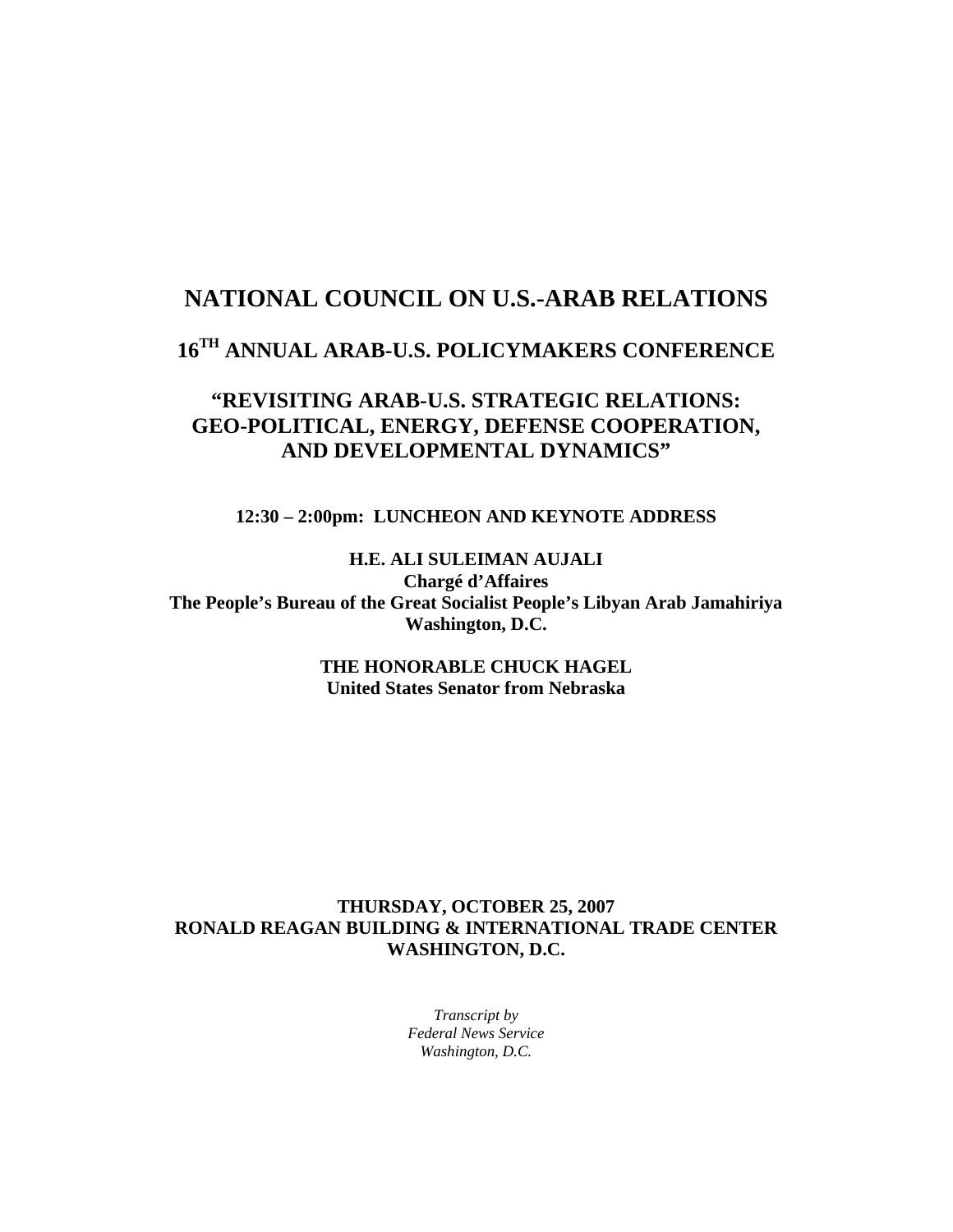# NATIONAL COUNCIL ON U.S.-ARAB RELATIONS

## 16TH ANNUAL ARAB-U.S. POLICYMAKERS CONFERENCE

## "REVISITING ARAB-U.S. STRATEGIC RELATIONS: GEO-POLITICAL, ENERGY, DEFENSE COOPERATION, AND DEVELOPMENTAL DYNAMICS"

**12:30 – 2:00pm: LUNCHEON AND KEYNOTE ADDRESS**

**H.E. ALI SULEIMAN AUJALI**
**Chargé d'Affaires**
**The People's Bureau of the Great Socialist People's Libyan Arab Jamahiriya**
**Washington, D.C.**

**THE HONORABLE CHUCK HAGEL**
**United States Senator from Nebraska**

**THURSDAY, OCTOBER 25, 2007**
**RONALD REAGAN BUILDING & INTERNATIONAL TRADE CENTER**
**WASHINGTON, D.C.**

*Transcript by*
*Federal News Service*
*Washington, D.C.*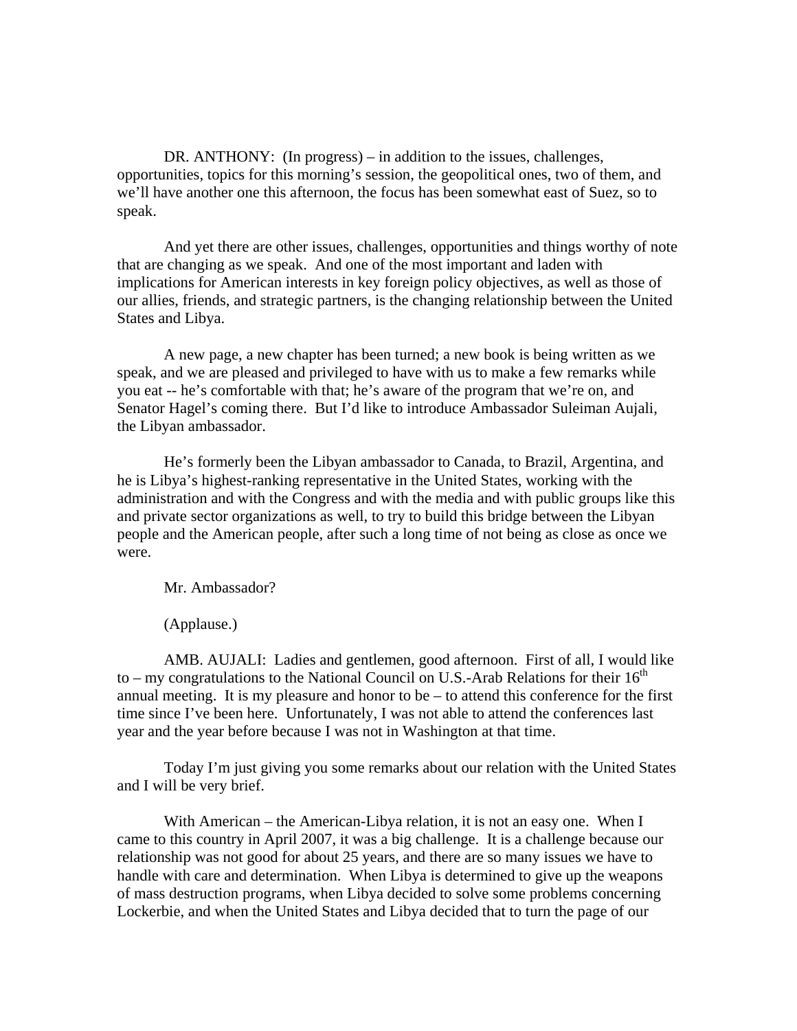DR. ANTHONY: (In progress) – in addition to the issues, challenges, opportunities, topics for this morning's session, the geopolitical ones, two of them, and we'll have another one this afternoon, the focus has been somewhat east of Suez, so to speak.

And yet there are other issues, challenges, opportunities and things worthy of note that are changing as we speak. And one of the most important and laden with implications for American interests in key foreign policy objectives, as well as those of our allies, friends, and strategic partners, is the changing relationship between the United States and Libya.

A new page, a new chapter has been turned; a new book is being written as we speak, and we are pleased and privileged to have with us to make a few remarks while you eat -- he's comfortable with that; he's aware of the program that we're on, and Senator Hagel's coming there. But I'd like to introduce Ambassador Suleiman Aujali, the Libyan ambassador.

He's formerly been the Libyan ambassador to Canada, to Brazil, Argentina, and he is Libya's highest-ranking representative in the United States, working with the administration and with the Congress and with the media and with public groups like this and private sector organizations as well, to try to build this bridge between the Libyan people and the American people, after such a long time of not being as close as once we were.

Mr. Ambassador?

(Applause.)

AMB. AUJALI: Ladies and gentlemen, good afternoon. First of all, I would like to – my congratulations to the National Council on U.S.-Arab Relations for their 16th annual meeting. It is my pleasure and honor to be – to attend this conference for the first time since I've been here. Unfortunately, I was not able to attend the conferences last year and the year before because I was not in Washington at that time.

Today I'm just giving you some remarks about our relation with the United States and I will be very brief.

With American – the American-Libya relation, it is not an easy one. When I came to this country in April 2007, it was a big challenge. It is a challenge because our relationship was not good for about 25 years, and there are so many issues we have to handle with care and determination. When Libya is determined to give up the weapons of mass destruction programs, when Libya decided to solve some problems concerning Lockerbie, and when the United States and Libya decided that to turn the page of our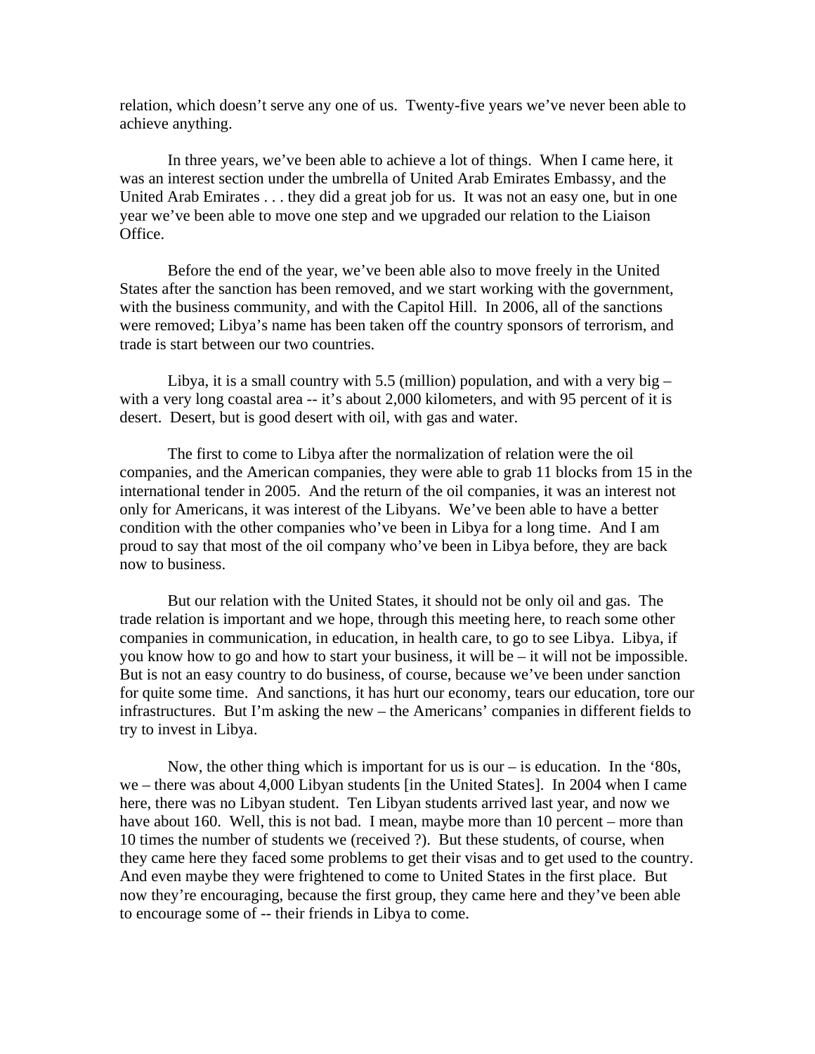relation, which doesn't serve any one of us. Twenty-five years we've never been able to achieve anything.

In three years, we've been able to achieve a lot of things. When I came here, it was an interest section under the umbrella of United Arab Emirates Embassy, and the United Arab Emirates . . . they did a great job for us. It was not an easy one, but in one year we've been able to move one step and we upgraded our relation to the Liaison Office.

Before the end of the year, we've been able also to move freely in the United States after the sanction has been removed, and we start working with the government, with the business community, and with the Capitol Hill. In 2006, all of the sanctions were removed; Libya's name has been taken off the country sponsors of terrorism, and trade is start between our two countries.

Libya, it is a small country with 5.5 (million) population, and with a very big – with a very long coastal area -- it's about 2,000 kilometers, and with 95 percent of it is desert. Desert, but is good desert with oil, with gas and water.

The first to come to Libya after the normalization of relation were the oil companies, and the American companies, they were able to grab 11 blocks from 15 in the international tender in 2005. And the return of the oil companies, it was an interest not only for Americans, it was interest of the Libyans. We've been able to have a better condition with the other companies who've been in Libya for a long time. And I am proud to say that most of the oil company who've been in Libya before, they are back now to business.

But our relation with the United States, it should not be only oil and gas. The trade relation is important and we hope, through this meeting here, to reach some other companies in communication, in education, in health care, to go to see Libya. Libya, if you know how to go and how to start your business, it will be – it will not be impossible. But is not an easy country to do business, of course, because we've been under sanction for quite some time. And sanctions, it has hurt our economy, tears our education, tore our infrastructures. But I'm asking the new – the Americans' companies in different fields to try to invest in Libya.

Now, the other thing which is important for us is our – is education. In the '80s, we – there was about 4,000 Libyan students [in the United States]. In 2004 when I came here, there was no Libyan student. Ten Libyan students arrived last year, and now we have about 160. Well, this is not bad. I mean, maybe more than 10 percent – more than 10 times the number of students we (received ?). But these students, of course, when they came here they faced some problems to get their visas and to get used to the country. And even maybe they were frightened to come to United States in the first place. But now they're encouraging, because the first group, they came here and they've been able to encourage some of -- their friends in Libya to come.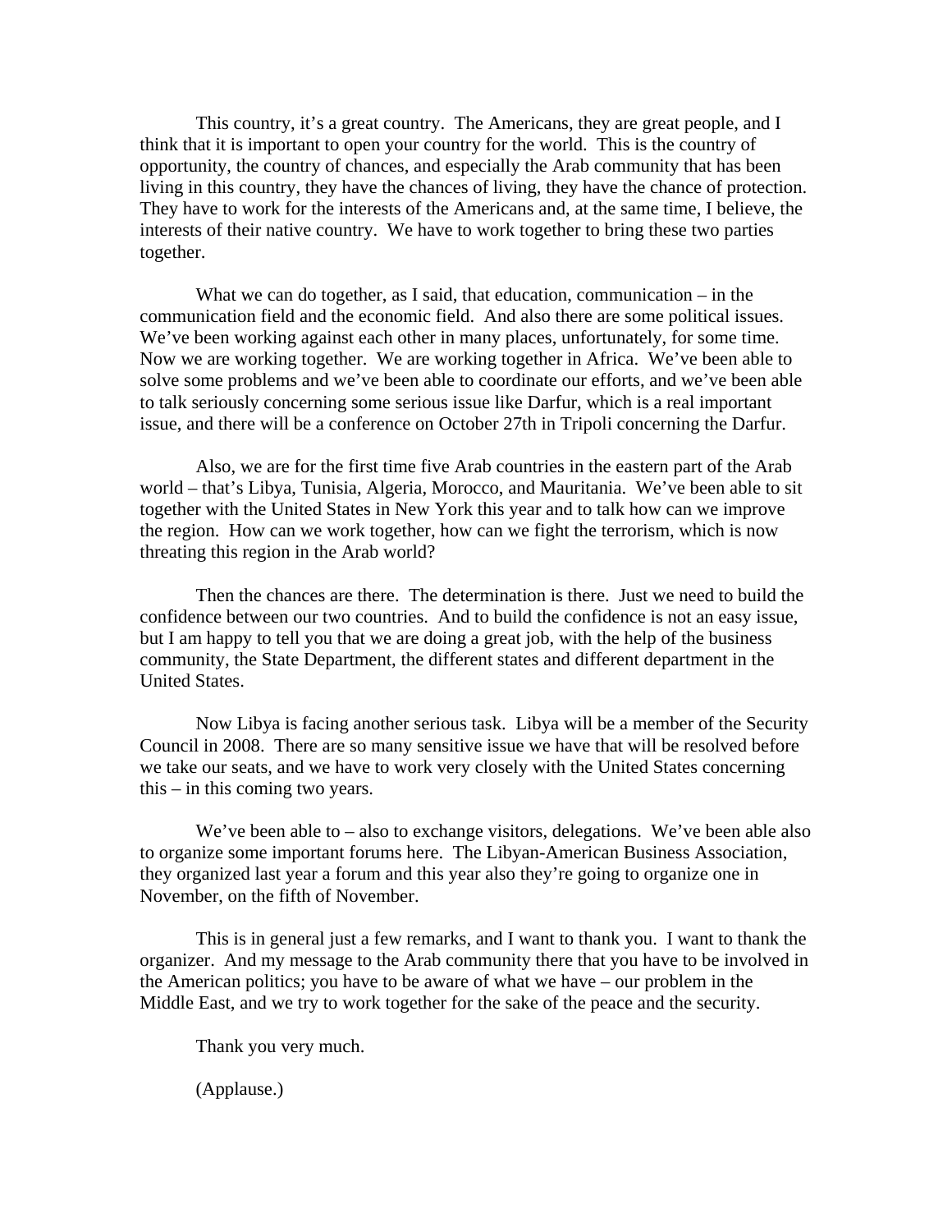This country, it's a great country. The Americans, they are great people, and I think that it is important to open your country for the world. This is the country of opportunity, the country of chances, and especially the Arab community that has been living in this country, they have the chances of living, they have the chance of protection. They have to work for the interests of the Americans and, at the same time, I believe, the interests of their native country. We have to work together to bring these two parties together.

What we can do together, as I said, that education, communication – in the communication field and the economic field. And also there are some political issues. We've been working against each other in many places, unfortunately, for some time. Now we are working together. We are working together in Africa. We've been able to solve some problems and we've been able to coordinate our efforts, and we've been able to talk seriously concerning some serious issue like Darfur, which is a real important issue, and there will be a conference on October 27th in Tripoli concerning the Darfur.

Also, we are for the first time five Arab countries in the eastern part of the Arab world – that's Libya, Tunisia, Algeria, Morocco, and Mauritania. We've been able to sit together with the United States in New York this year and to talk how can we improve the region. How can we work together, how can we fight the terrorism, which is now threating this region in the Arab world?

Then the chances are there. The determination is there. Just we need to build the confidence between our two countries. And to build the confidence is not an easy issue, but I am happy to tell you that we are doing a great job, with the help of the business community, the State Department, the different states and different department in the United States.

Now Libya is facing another serious task. Libya will be a member of the Security Council in 2008. There are so many sensitive issue we have that will be resolved before we take our seats, and we have to work very closely with the United States concerning this – in this coming two years.

We've been able to – also to exchange visitors, delegations. We've been able also to organize some important forums here. The Libyan-American Business Association, they organized last year a forum and this year also they're going to organize one in November, on the fifth of November.

This is in general just a few remarks, and I want to thank you. I want to thank the organizer. And my message to the Arab community there that you have to be involved in the American politics; you have to be aware of what we have – our problem in the Middle East, and we try to work together for the sake of the peace and the security.

Thank you very much.

(Applause.)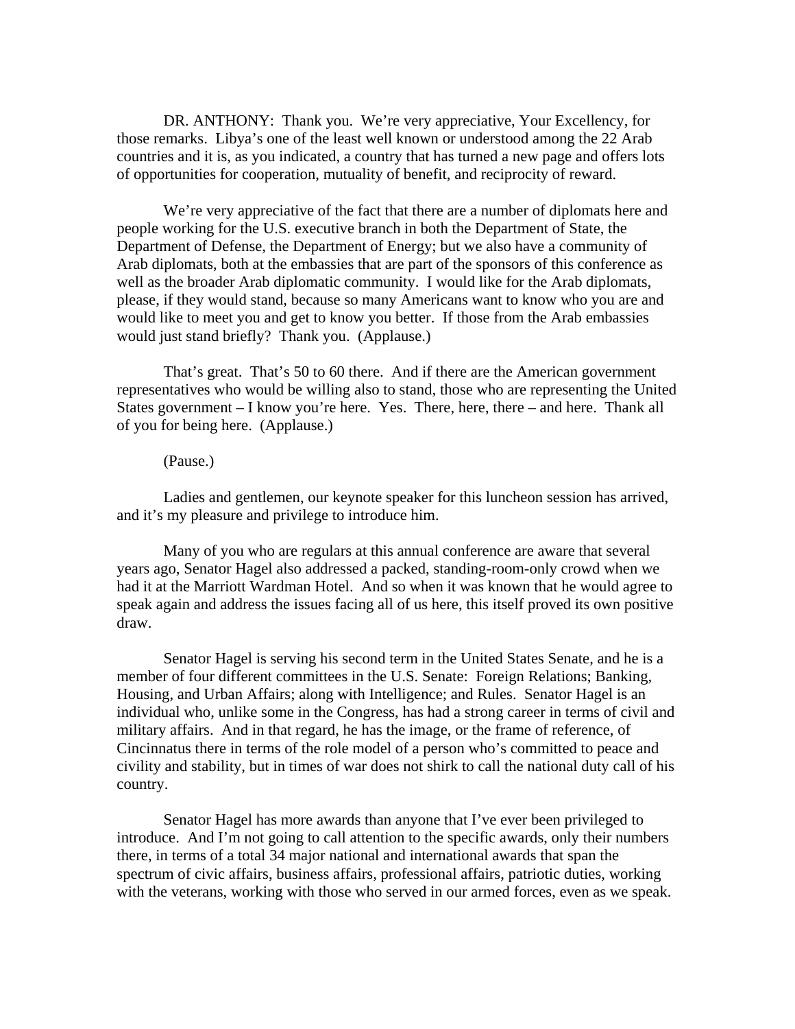DR. ANTHONY: Thank you. We're very appreciative, Your Excellency, for those remarks. Libya's one of the least well known or understood among the 22 Arab countries and it is, as you indicated, a country that has turned a new page and offers lots of opportunities for cooperation, mutuality of benefit, and reciprocity of reward.

We're very appreciative of the fact that there are a number of diplomats here and people working for the U.S. executive branch in both the Department of State, the Department of Defense, the Department of Energy; but we also have a community of Arab diplomats, both at the embassies that are part of the sponsors of this conference as well as the broader Arab diplomatic community. I would like for the Arab diplomats, please, if they would stand, because so many Americans want to know who you are and would like to meet you and get to know you better. If those from the Arab embassies would just stand briefly? Thank you. (Applause.)

That's great. That's 50 to 60 there. And if there are the American government representatives who would be willing also to stand, those who are representing the United States government – I know you're here. Yes. There, here, there – and here. Thank all of you for being here. (Applause.)

(Pause.)

Ladies and gentlemen, our keynote speaker for this luncheon session has arrived, and it's my pleasure and privilege to introduce him.

Many of you who are regulars at this annual conference are aware that several years ago, Senator Hagel also addressed a packed, standing-room-only crowd when we had it at the Marriott Wardman Hotel. And so when it was known that he would agree to speak again and address the issues facing all of us here, this itself proved its own positive draw.

Senator Hagel is serving his second term in the United States Senate, and he is a member of four different committees in the U.S. Senate: Foreign Relations; Banking, Housing, and Urban Affairs; along with Intelligence; and Rules. Senator Hagel is an individual who, unlike some in the Congress, has had a strong career in terms of civil and military affairs. And in that regard, he has the image, or the frame of reference, of Cincinnatus there in terms of the role model of a person who's committed to peace and civility and stability, but in times of war does not shirk to call the national duty call of his country.

Senator Hagel has more awards than anyone that I've ever been privileged to introduce. And I'm not going to call attention to the specific awards, only their numbers there, in terms of a total 34 major national and international awards that span the spectrum of civic affairs, business affairs, professional affairs, patriotic duties, working with the veterans, working with those who served in our armed forces, even as we speak.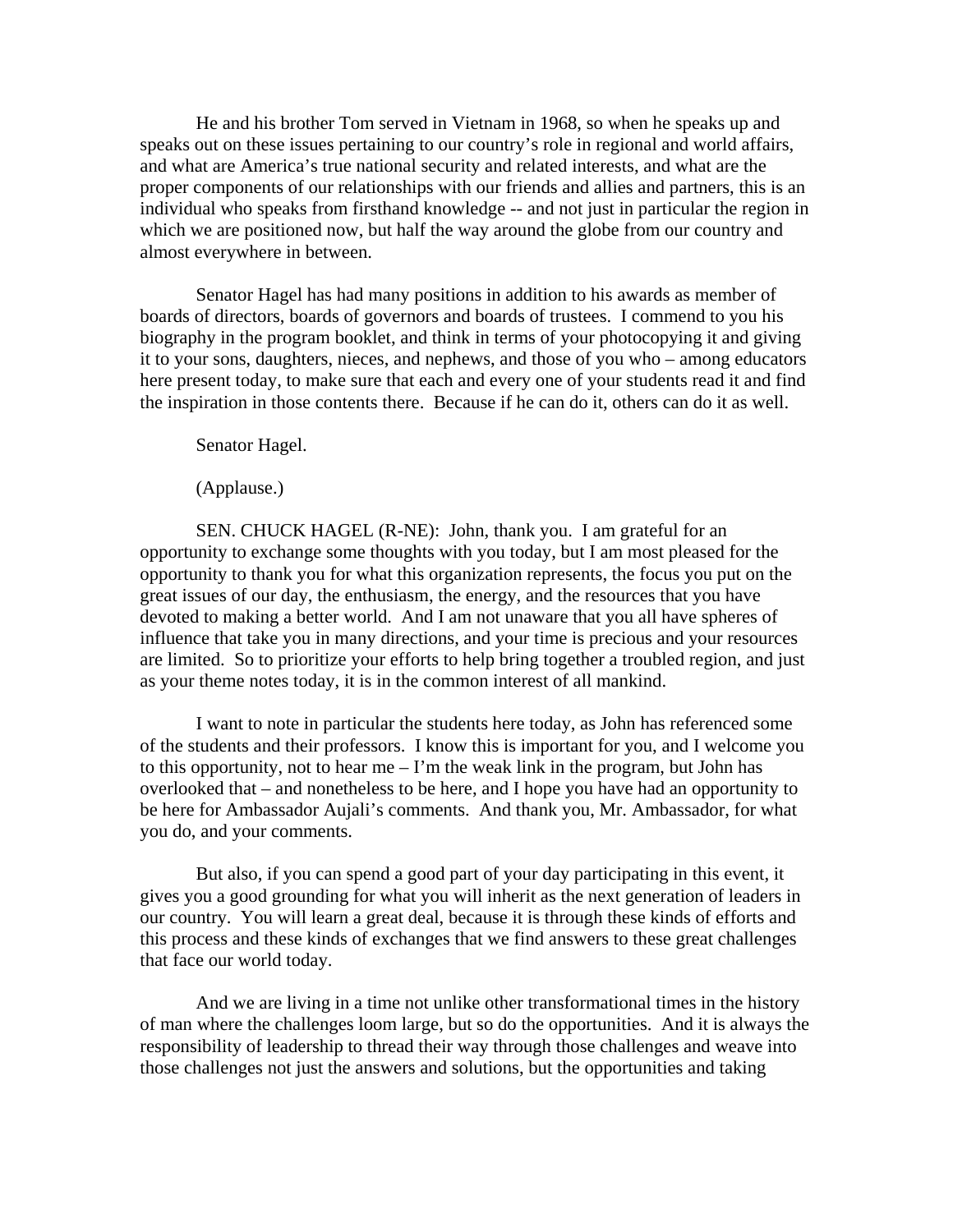He and his brother Tom served in Vietnam in 1968, so when he speaks up and speaks out on these issues pertaining to our country's role in regional and world affairs, and what are America's true national security and related interests, and what are the proper components of our relationships with our friends and allies and partners, this is an individual who speaks from firsthand knowledge -- and not just in particular the region in which we are positioned now, but half the way around the globe from our country and almost everywhere in between.

Senator Hagel has had many positions in addition to his awards as member of boards of directors, boards of governors and boards of trustees. I commend to you his biography in the program booklet, and think in terms of your photocopying it and giving it to your sons, daughters, nieces, and nephews, and those of you who – among educators here present today, to make sure that each and every one of your students read it and find the inspiration in those contents there. Because if he can do it, others can do it as well.

Senator Hagel.

(Applause.)

SEN. CHUCK HAGEL (R-NE): John, thank you. I am grateful for an opportunity to exchange some thoughts with you today, but I am most pleased for the opportunity to thank you for what this organization represents, the focus you put on the great issues of our day, the enthusiasm, the energy, and the resources that you have devoted to making a better world. And I am not unaware that you all have spheres of influence that take you in many directions, and your time is precious and your resources are limited. So to prioritize your efforts to help bring together a troubled region, and just as your theme notes today, it is in the common interest of all mankind.

I want to note in particular the students here today, as John has referenced some of the students and their professors. I know this is important for you, and I welcome you to this opportunity, not to hear me – I'm the weak link in the program, but John has overlooked that – and nonetheless to be here, and I hope you have had an opportunity to be here for Ambassador Aujali's comments. And thank you, Mr. Ambassador, for what you do, and your comments.

But also, if you can spend a good part of your day participating in this event, it gives you a good grounding for what you will inherit as the next generation of leaders in our country. You will learn a great deal, because it is through these kinds of efforts and this process and these kinds of exchanges that we find answers to these great challenges that face our world today.

And we are living in a time not unlike other transformational times in the history of man where the challenges loom large, but so do the opportunities. And it is always the responsibility of leadership to thread their way through those challenges and weave into those challenges not just the answers and solutions, but the opportunities and taking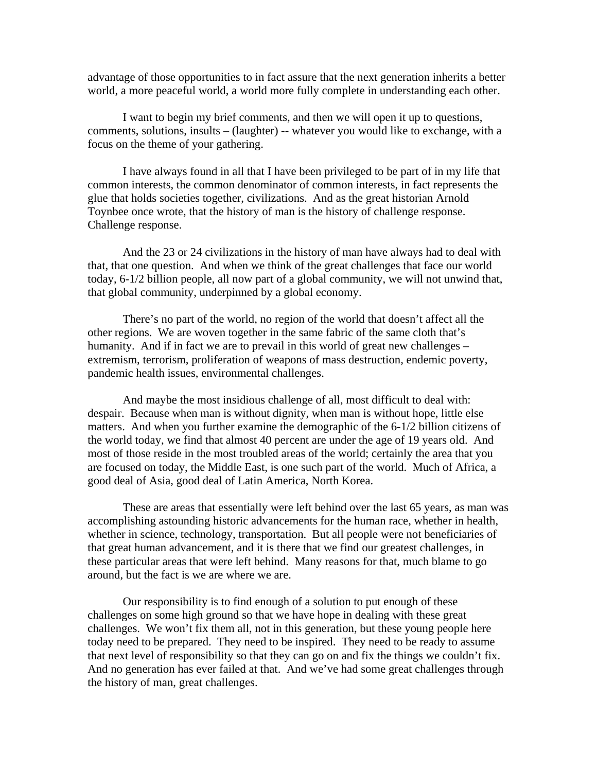advantage of those opportunities to in fact assure that the next generation inherits a better world, a more peaceful world, a world more fully complete in understanding each other.

I want to begin my brief comments, and then we will open it up to questions, comments, solutions, insults – (laughter) -- whatever you would like to exchange, with a focus on the theme of your gathering.

I have always found in all that I have been privileged to be part of in my life that common interests, the common denominator of common interests, in fact represents the glue that holds societies together, civilizations. And as the great historian Arnold Toynbee once wrote, that the history of man is the history of challenge response. Challenge response.

And the 23 or 24 civilizations in the history of man have always had to deal with that, that one question. And when we think of the great challenges that face our world today, 6-1/2 billion people, all now part of a global community, we will not unwind that, that global community, underpinned by a global economy.

There's no part of the world, no region of the world that doesn't affect all the other regions. We are woven together in the same fabric of the same cloth that's humanity. And if in fact we are to prevail in this world of great new challenges – extremism, terrorism, proliferation of weapons of mass destruction, endemic poverty, pandemic health issues, environmental challenges.

And maybe the most insidious challenge of all, most difficult to deal with: despair. Because when man is without dignity, when man is without hope, little else matters. And when you further examine the demographic of the 6-1/2 billion citizens of the world today, we find that almost 40 percent are under the age of 19 years old. And most of those reside in the most troubled areas of the world; certainly the area that you are focused on today, the Middle East, is one such part of the world. Much of Africa, a good deal of Asia, good deal of Latin America, North Korea.

These are areas that essentially were left behind over the last 65 years, as man was accomplishing astounding historic advancements for the human race, whether in health, whether in science, technology, transportation. But all people were not beneficiaries of that great human advancement, and it is there that we find our greatest challenges, in these particular areas that were left behind. Many reasons for that, much blame to go around, but the fact is we are where we are.

Our responsibility is to find enough of a solution to put enough of these challenges on some high ground so that we have hope in dealing with these great challenges. We won't fix them all, not in this generation, but these young people here today need to be prepared. They need to be inspired. They need to be ready to assume that next level of responsibility so that they can go on and fix the things we couldn't fix. And no generation has ever failed at that. And we've had some great challenges through the history of man, great challenges.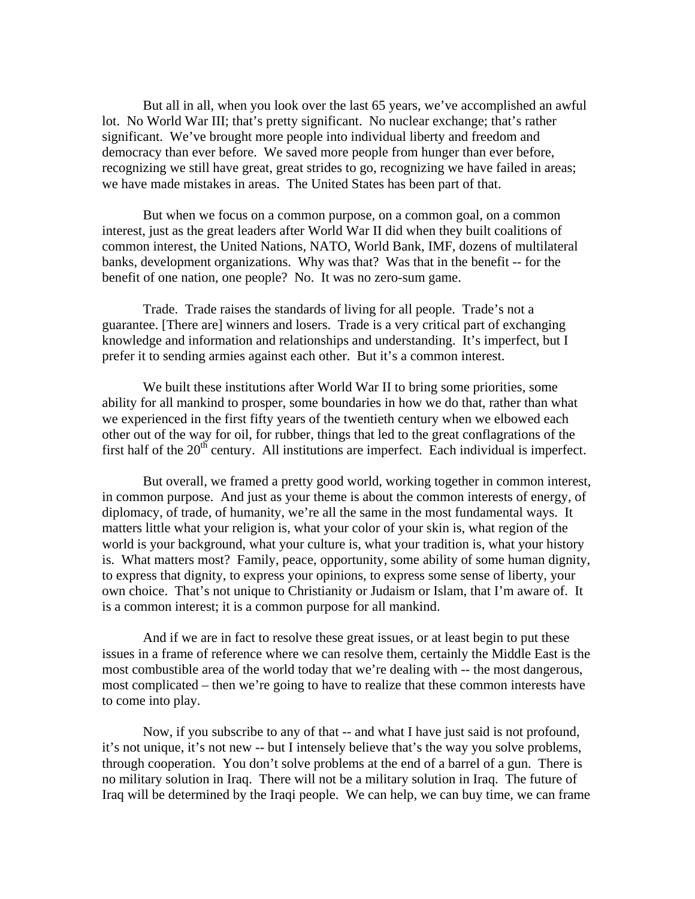But all in all, when you look over the last 65 years, we've accomplished an awful lot. No World War III; that's pretty significant. No nuclear exchange; that's rather significant. We've brought more people into individual liberty and freedom and democracy than ever before. We saved more people from hunger than ever before, recognizing we still have great, great strides to go, recognizing we have failed in areas; we have made mistakes in areas. The United States has been part of that.

But when we focus on a common purpose, on a common goal, on a common interest, just as the great leaders after World War II did when they built coalitions of common interest, the United Nations, NATO, World Bank, IMF, dozens of multilateral banks, development organizations. Why was that? Was that in the benefit -- for the benefit of one nation, one people? No. It was no zero-sum game.

Trade. Trade raises the standards of living for all people. Trade's not a guarantee. [There are] winners and losers. Trade is a very critical part of exchanging knowledge and information and relationships and understanding. It's imperfect, but I prefer it to sending armies against each other. But it's a common interest.

We built these institutions after World War II to bring some priorities, some ability for all mankind to prosper, some boundaries in how we do that, rather than what we experienced in the first fifty years of the twentieth century when we elbowed each other out of the way for oil, for rubber, things that led to the great conflagrations of the first half of the 20th century. All institutions are imperfect. Each individual is imperfect.

But overall, we framed a pretty good world, working together in common interest, in common purpose. And just as your theme is about the common interests of energy, of diplomacy, of trade, of humanity, we're all the same in the most fundamental ways. It matters little what your religion is, what your color of your skin is, what region of the world is your background, what your culture is, what your tradition is, what your history is. What matters most? Family, peace, opportunity, some ability of some human dignity, to express that dignity, to express your opinions, to express some sense of liberty, your own choice. That's not unique to Christianity or Judaism or Islam, that I'm aware of. It is a common interest; it is a common purpose for all mankind.

And if we are in fact to resolve these great issues, or at least begin to put these issues in a frame of reference where we can resolve them, certainly the Middle East is the most combustible area of the world today that we're dealing with -- the most dangerous, most complicated – then we're going to have to realize that these common interests have to come into play.

Now, if you subscribe to any of that -- and what I have just said is not profound, it's not unique, it's not new -- but I intensely believe that's the way you solve problems, through cooperation. You don't solve problems at the end of a barrel of a gun. There is no military solution in Iraq. There will not be a military solution in Iraq. The future of Iraq will be determined by the Iraqi people. We can help, we can buy time, we can frame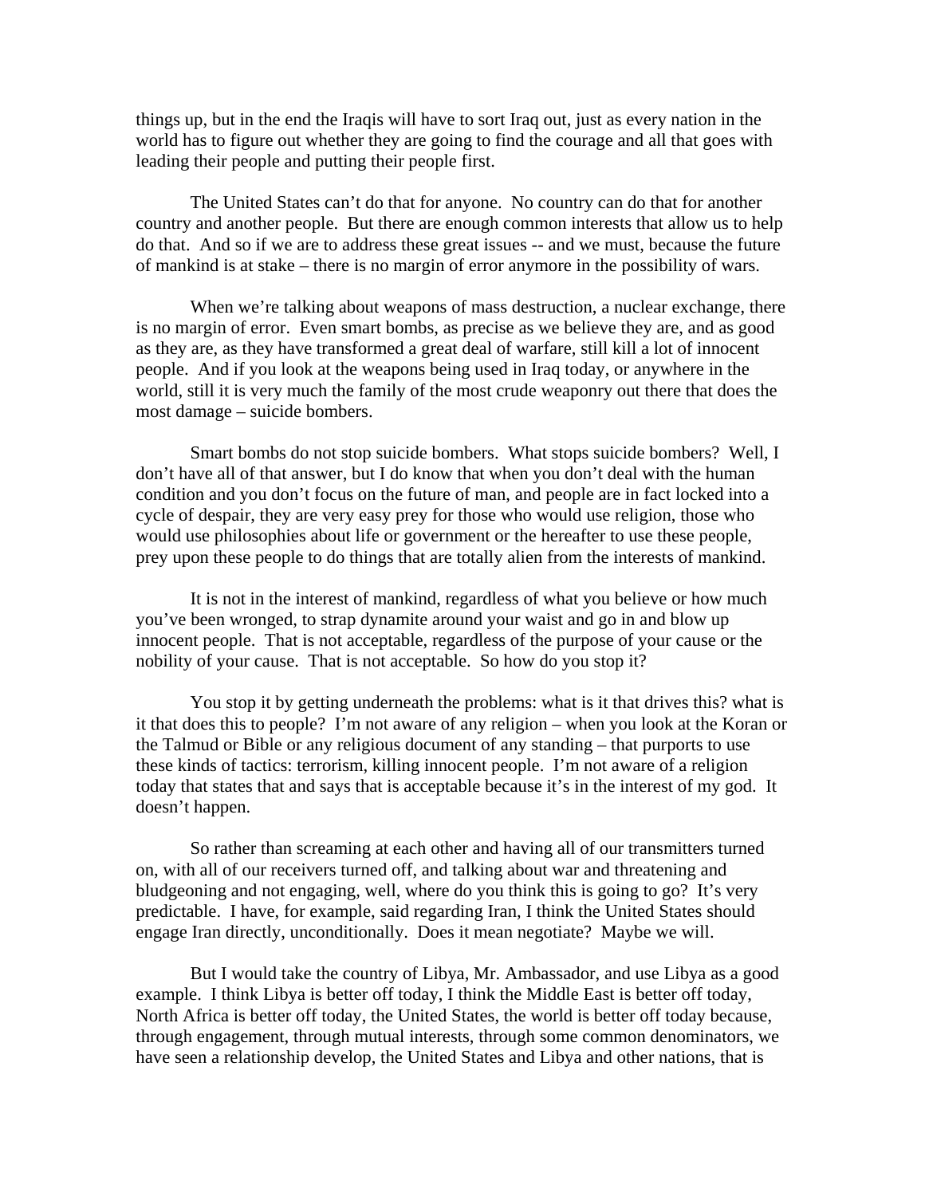things up, but in the end the Iraqis will have to sort Iraq out, just as every nation in the world has to figure out whether they are going to find the courage and all that goes with leading their people and putting their people first.

The United States can't do that for anyone. No country can do that for another country and another people. But there are enough common interests that allow us to help do that. And so if we are to address these great issues -- and we must, because the future of mankind is at stake – there is no margin of error anymore in the possibility of wars.

When we're talking about weapons of mass destruction, a nuclear exchange, there is no margin of error. Even smart bombs, as precise as we believe they are, and as good as they are, as they have transformed a great deal of warfare, still kill a lot of innocent people. And if you look at the weapons being used in Iraq today, or anywhere in the world, still it is very much the family of the most crude weaponry out there that does the most damage – suicide bombers.

Smart bombs do not stop suicide bombers. What stops suicide bombers? Well, I don't have all of that answer, but I do know that when you don't deal with the human condition and you don't focus on the future of man, and people are in fact locked into a cycle of despair, they are very easy prey for those who would use religion, those who would use philosophies about life or government or the hereafter to use these people, prey upon these people to do things that are totally alien from the interests of mankind.

It is not in the interest of mankind, regardless of what you believe or how much you've been wronged, to strap dynamite around your waist and go in and blow up innocent people. That is not acceptable, regardless of the purpose of your cause or the nobility of your cause. That is not acceptable. So how do you stop it?

You stop it by getting underneath the problems: what is it that drives this? what is it that does this to people? I'm not aware of any religion – when you look at the Koran or the Talmud or Bible or any religious document of any standing – that purports to use these kinds of tactics: terrorism, killing innocent people. I'm not aware of a religion today that states that and says that is acceptable because it's in the interest of my god. It doesn't happen.

So rather than screaming at each other and having all of our transmitters turned on, with all of our receivers turned off, and talking about war and threatening and bludgeoning and not engaging, well, where do you think this is going to go? It's very predictable. I have, for example, said regarding Iran, I think the United States should engage Iran directly, unconditionally. Does it mean negotiate? Maybe we will.

But I would take the country of Libya, Mr. Ambassador, and use Libya as a good example. I think Libya is better off today, I think the Middle East is better off today, North Africa is better off today, the United States, the world is better off today because, through engagement, through mutual interests, through some common denominators, we have seen a relationship develop, the United States and Libya and other nations, that is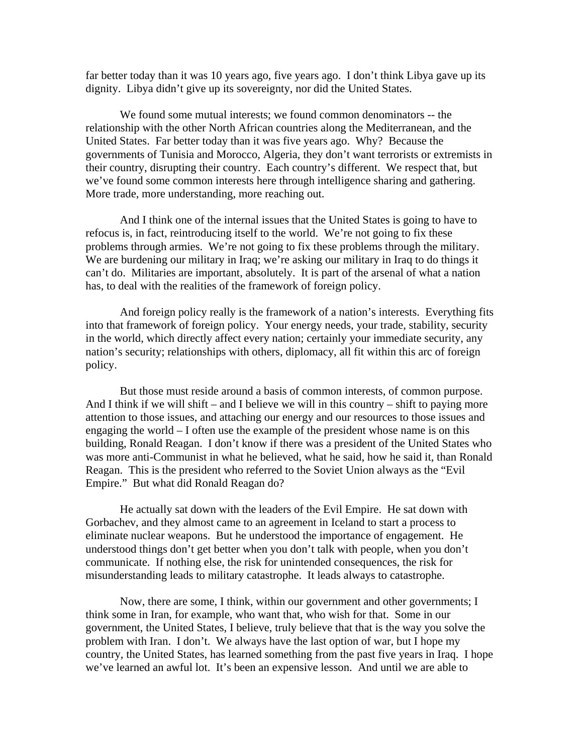far better today than it was 10 years ago, five years ago. I don't think Libya gave up its dignity. Libya didn't give up its sovereignty, nor did the United States.

We found some mutual interests; we found common denominators -- the relationship with the other North African countries along the Mediterranean, and the United States. Far better today than it was five years ago. Why? Because the governments of Tunisia and Morocco, Algeria, they don't want terrorists or extremists in their country, disrupting their country. Each country's different. We respect that, but we've found some common interests here through intelligence sharing and gathering. More trade, more understanding, more reaching out.

And I think one of the internal issues that the United States is going to have to refocus is, in fact, reintroducing itself to the world. We're not going to fix these problems through armies. We're not going to fix these problems through the military. We are burdening our military in Iraq; we're asking our military in Iraq to do things it can't do. Militaries are important, absolutely. It is part of the arsenal of what a nation has, to deal with the realities of the framework of foreign policy.

And foreign policy really is the framework of a nation's interests. Everything fits into that framework of foreign policy. Your energy needs, your trade, stability, security in the world, which directly affect every nation; certainly your immediate security, any nation's security; relationships with others, diplomacy, all fit within this arc of foreign policy.

But those must reside around a basis of common interests, of common purpose. And I think if we will shift – and I believe we will in this country – shift to paying more attention to those issues, and attaching our energy and our resources to those issues and engaging the world – I often use the example of the president whose name is on this building, Ronald Reagan. I don't know if there was a president of the United States who was more anti-Communist in what he believed, what he said, how he said it, than Ronald Reagan. This is the president who referred to the Soviet Union always as the "Evil Empire." But what did Ronald Reagan do?

He actually sat down with the leaders of the Evil Empire. He sat down with Gorbachev, and they almost came to an agreement in Iceland to start a process to eliminate nuclear weapons. But he understood the importance of engagement. He understood things don't get better when you don't talk with people, when you don't communicate. If nothing else, the risk for unintended consequences, the risk for misunderstanding leads to military catastrophe. It leads always to catastrophe.

Now, there are some, I think, within our government and other governments; I think some in Iran, for example, who want that, who wish for that. Some in our government, the United States, I believe, truly believe that that is the way you solve the problem with Iran. I don't. We always have the last option of war, but I hope my country, the United States, has learned something from the past five years in Iraq. I hope we've learned an awful lot. It's been an expensive lesson. And until we are able to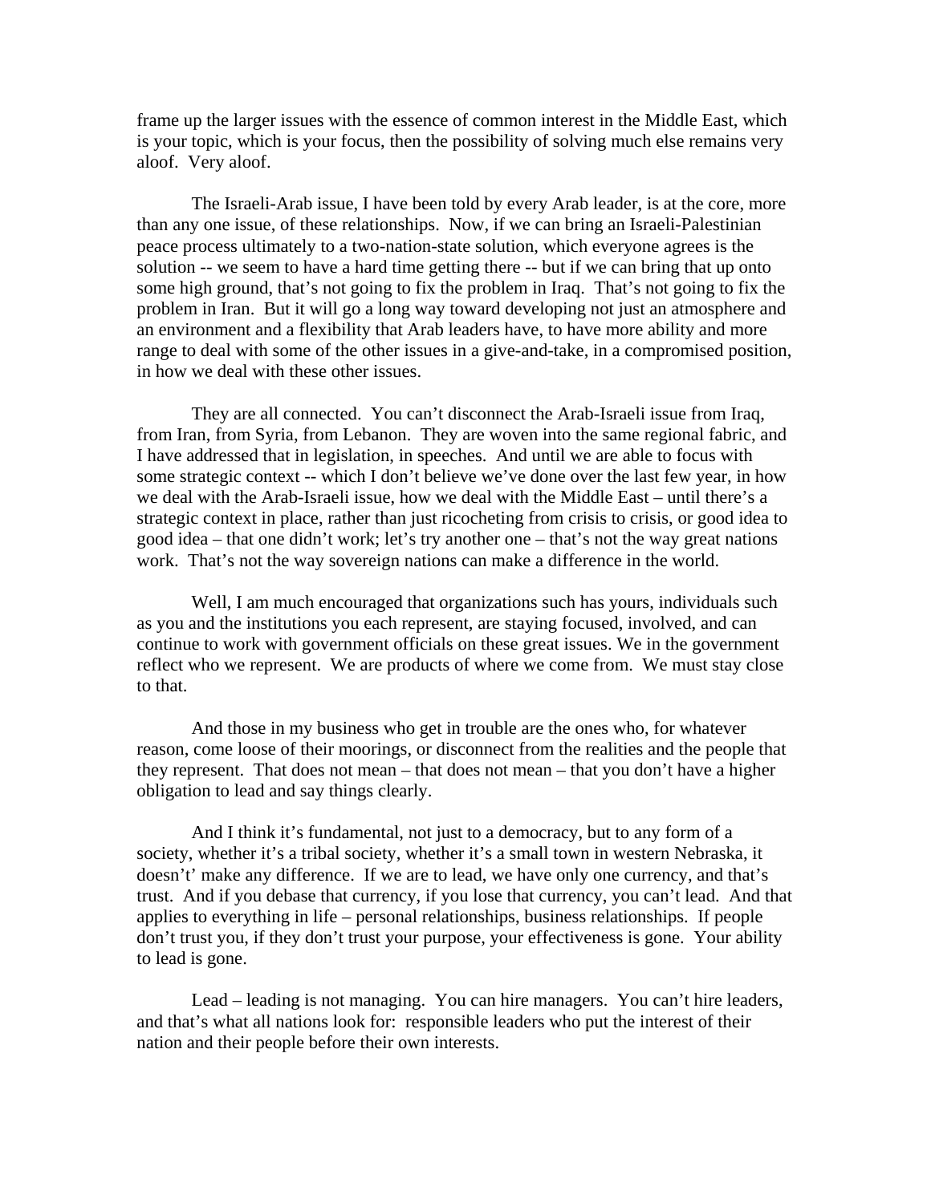frame up the larger issues with the essence of common interest in the Middle East, which is your topic, which is your focus, then the possibility of solving much else remains very aloof. Very aloof.

The Israeli-Arab issue, I have been told by every Arab leader, is at the core, more than any one issue, of these relationships. Now, if we can bring an Israeli-Palestinian peace process ultimately to a two-nation-state solution, which everyone agrees is the solution -- we seem to have a hard time getting there -- but if we can bring that up onto some high ground, that's not going to fix the problem in Iraq. That's not going to fix the problem in Iran. But it will go a long way toward developing not just an atmosphere and an environment and a flexibility that Arab leaders have, to have more ability and more range to deal with some of the other issues in a give-and-take, in a compromised position, in how we deal with these other issues.

They are all connected. You can't disconnect the Arab-Israeli issue from Iraq, from Iran, from Syria, from Lebanon. They are woven into the same regional fabric, and I have addressed that in legislation, in speeches. And until we are able to focus with some strategic context -- which I don't believe we've done over the last few year, in how we deal with the Arab-Israeli issue, how we deal with the Middle East – until there's a strategic context in place, rather than just ricocheting from crisis to crisis, or good idea to good idea – that one didn't work; let's try another one – that's not the way great nations work. That's not the way sovereign nations can make a difference in the world.

Well, I am much encouraged that organizations such has yours, individuals such as you and the institutions you each represent, are staying focused, involved, and can continue to work with government officials on these great issues. We in the government reflect who we represent. We are products of where we come from. We must stay close to that.

And those in my business who get in trouble are the ones who, for whatever reason, come loose of their moorings, or disconnect from the realities and the people that they represent. That does not mean – that does not mean – that you don't have a higher obligation to lead and say things clearly.

And I think it's fundamental, not just to a democracy, but to any form of a society, whether it's a tribal society, whether it's a small town in western Nebraska, it doesn't' make any difference. If we are to lead, we have only one currency, and that's trust. And if you debase that currency, if you lose that currency, you can't lead. And that applies to everything in life – personal relationships, business relationships. If people don't trust you, if they don't trust your purpose, your effectiveness is gone. Your ability to lead is gone.

Lead – leading is not managing. You can hire managers. You can't hire leaders, and that's what all nations look for: responsible leaders who put the interest of their nation and their people before their own interests.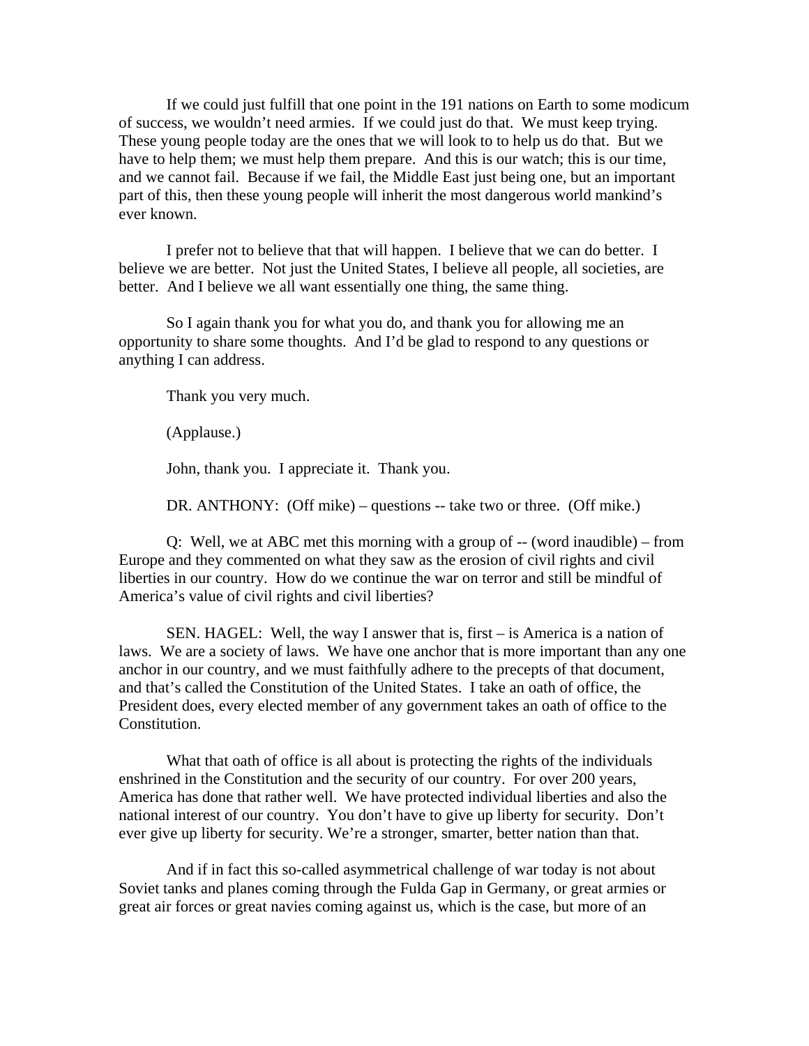If we could just fulfill that one point in the 191 nations on Earth to some modicum of success, we wouldn't need armies. If we could just do that. We must keep trying. These young people today are the ones that we will look to to help us do that. But we have to help them; we must help them prepare. And this is our watch; this is our time, and we cannot fail. Because if we fail, the Middle East just being one, but an important part of this, then these young people will inherit the most dangerous world mankind's ever known.

I prefer not to believe that that will happen. I believe that we can do better. I believe we are better. Not just the United States, I believe all people, all societies, are better. And I believe we all want essentially one thing, the same thing.

So I again thank you for what you do, and thank you for allowing me an opportunity to share some thoughts. And I'd be glad to respond to any questions or anything I can address.

Thank you very much.

(Applause.)

John, thank you. I appreciate it. Thank you.

DR. ANTHONY: (Off mike) – questions -- take two or three. (Off mike.)

Q: Well, we at ABC met this morning with a group of -- (word inaudible) – from Europe and they commented on what they saw as the erosion of civil rights and civil liberties in our country. How do we continue the war on terror and still be mindful of America's value of civil rights and civil liberties?

SEN. HAGEL: Well, the way I answer that is, first – is America is a nation of laws. We are a society of laws. We have one anchor that is more important than any one anchor in our country, and we must faithfully adhere to the precepts of that document, and that's called the Constitution of the United States. I take an oath of office, the President does, every elected member of any government takes an oath of office to the Constitution.

What that oath of office is all about is protecting the rights of the individuals enshrined in the Constitution and the security of our country. For over 200 years, America has done that rather well. We have protected individual liberties and also the national interest of our country. You don't have to give up liberty for security. Don't ever give up liberty for security. We're a stronger, smarter, better nation than that.

And if in fact this so-called asymmetrical challenge of war today is not about Soviet tanks and planes coming through the Fulda Gap in Germany, or great armies or great air forces or great navies coming against us, which is the case, but more of an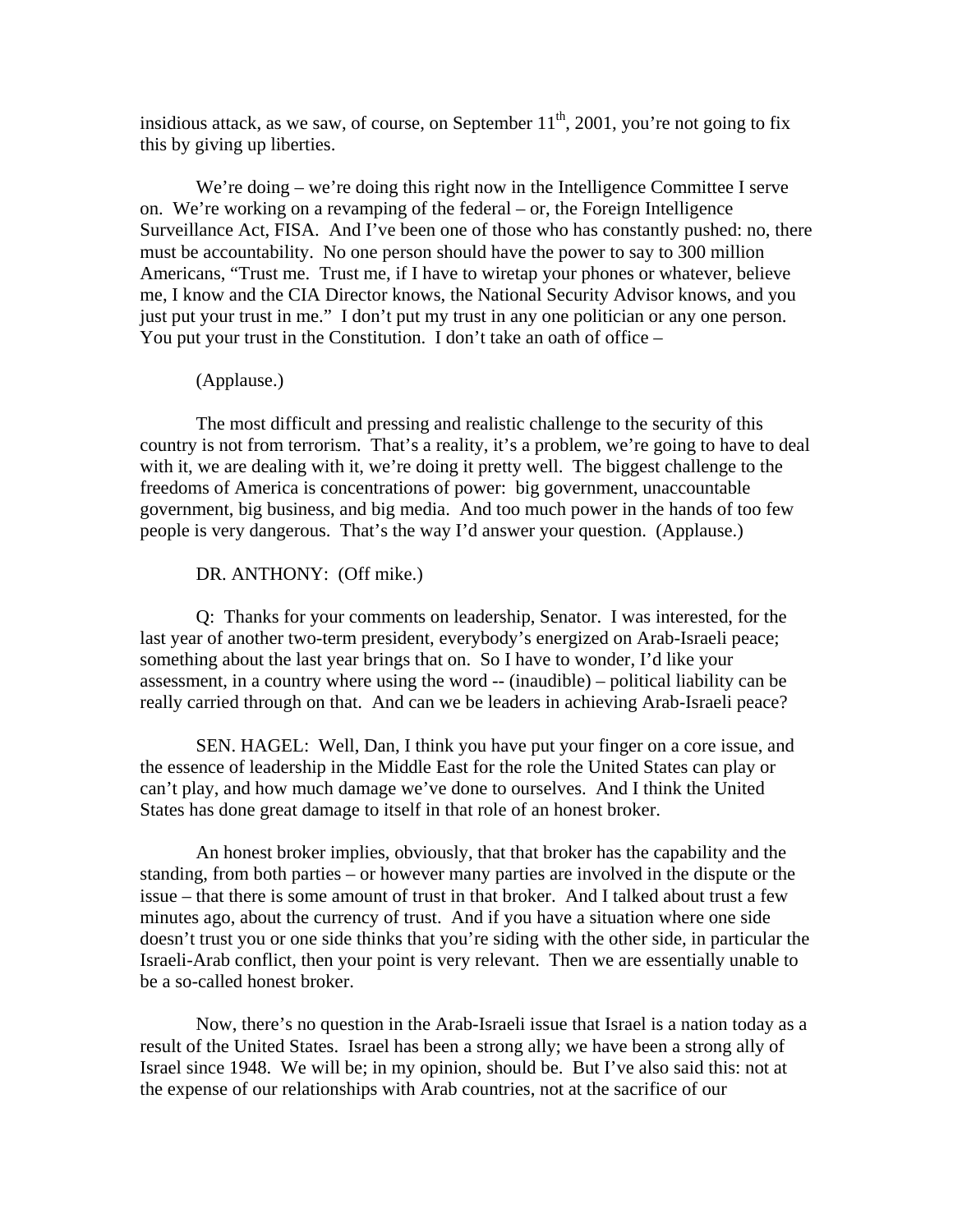insidious attack, as we saw, of course, on September 11th, 2001, you're not going to fix this by giving up liberties.

We're doing – we're doing this right now in the Intelligence Committee I serve on. We're working on a revamping of the federal – or, the Foreign Intelligence Surveillance Act, FISA. And I've been one of those who has constantly pushed: no, there must be accountability. No one person should have the power to say to 300 million Americans, "Trust me. Trust me, if I have to wiretap your phones or whatever, believe me, I know and the CIA Director knows, the National Security Advisor knows, and you just put your trust in me." I don't put my trust in any one politician or any one person. You put your trust in the Constitution. I don't take an oath of office –

(Applause.)

The most difficult and pressing and realistic challenge to the security of this country is not from terrorism. That's a reality, it's a problem, we're going to have to deal with it, we are dealing with it, we're doing it pretty well. The biggest challenge to the freedoms of America is concentrations of power: big government, unaccountable government, big business, and big media. And too much power in the hands of too few people is very dangerous. That's the way I'd answer your question. (Applause.)

DR. ANTHONY: (Off mike.)

Q: Thanks for your comments on leadership, Senator. I was interested, for the last year of another two-term president, everybody's energized on Arab-Israeli peace; something about the last year brings that on. So I have to wonder, I'd like your assessment, in a country where using the word -- (inaudible) – political liability can be really carried through on that. And can we be leaders in achieving Arab-Israeli peace?

SEN. HAGEL: Well, Dan, I think you have put your finger on a core issue, and the essence of leadership in the Middle East for the role the United States can play or can't play, and how much damage we've done to ourselves. And I think the United States has done great damage to itself in that role of an honest broker.

An honest broker implies, obviously, that that broker has the capability and the standing, from both parties – or however many parties are involved in the dispute or the issue – that there is some amount of trust in that broker. And I talked about trust a few minutes ago, about the currency of trust. And if you have a situation where one side doesn't trust you or one side thinks that you're siding with the other side, in particular the Israeli-Arab conflict, then your point is very relevant. Then we are essentially unable to be a so-called honest broker.

Now, there's no question in the Arab-Israeli issue that Israel is a nation today as a result of the United States. Israel has been a strong ally; we have been a strong ally of Israel since 1948. We will be; in my opinion, should be. But I've also said this: not at the expense of our relationships with Arab countries, not at the sacrifice of our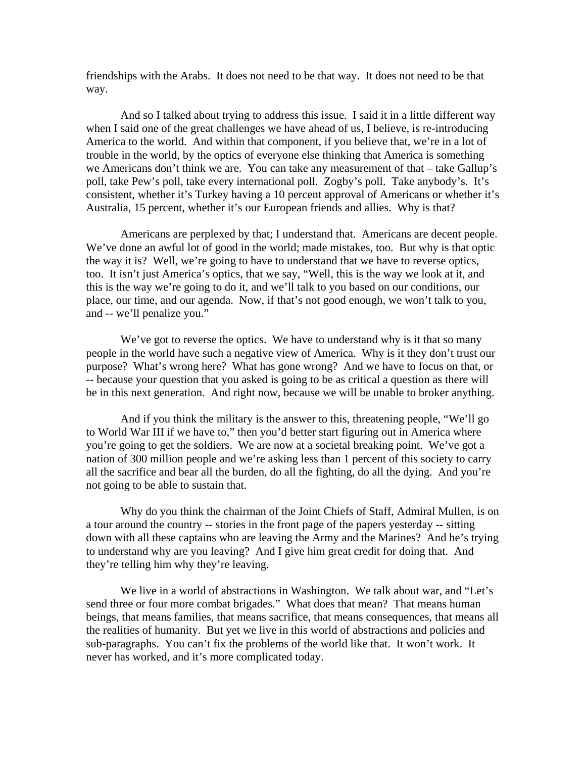friendships with the Arabs. It does not need to be that way. It does not need to be that way.

And so I talked about trying to address this issue. I said it in a little different way when I said one of the great challenges we have ahead of us, I believe, is re-introducing America to the world. And within that component, if you believe that, we're in a lot of trouble in the world, by the optics of everyone else thinking that America is something we Americans don't think we are. You can take any measurement of that – take Gallup's poll, take Pew's poll, take every international poll. Zogby's poll. Take anybody's. It's consistent, whether it's Turkey having a 10 percent approval of Americans or whether it's Australia, 15 percent, whether it's our European friends and allies. Why is that?

Americans are perplexed by that; I understand that. Americans are decent people. We've done an awful lot of good in the world; made mistakes, too. But why is that optic the way it is? Well, we're going to have to understand that we have to reverse optics, too. It isn't just America's optics, that we say, "Well, this is the way we look at it, and this is the way we're going to do it, and we'll talk to you based on our conditions, our place, our time, and our agenda. Now, if that's not good enough, we won't talk to you, and -- we'll penalize you."

We've got to reverse the optics. We have to understand why is it that so many people in the world have such a negative view of America. Why is it they don't trust our purpose? What's wrong here? What has gone wrong? And we have to focus on that, or -- because your question that you asked is going to be as critical a question as there will be in this next generation. And right now, because we will be unable to broker anything.

And if you think the military is the answer to this, threatening people, "We'll go to World War III if we have to," then you'd better start figuring out in America where you're going to get the soldiers. We are now at a societal breaking point. We've got a nation of 300 million people and we're asking less than 1 percent of this society to carry all the sacrifice and bear all the burden, do all the fighting, do all the dying. And you're not going to be able to sustain that.

Why do you think the chairman of the Joint Chiefs of Staff, Admiral Mullen, is on a tour around the country -- stories in the front page of the papers yesterday -- sitting down with all these captains who are leaving the Army and the Marines? And he's trying to understand why are you leaving? And I give him great credit for doing that. And they're telling him why they're leaving.

We live in a world of abstractions in Washington. We talk about war, and "Let's send three or four more combat brigades." What does that mean? That means human beings, that means families, that means sacrifice, that means consequences, that means all the realities of humanity. But yet we live in this world of abstractions and policies and sub-paragraphs. You can't fix the problems of the world like that. It won't work. It never has worked, and it's more complicated today.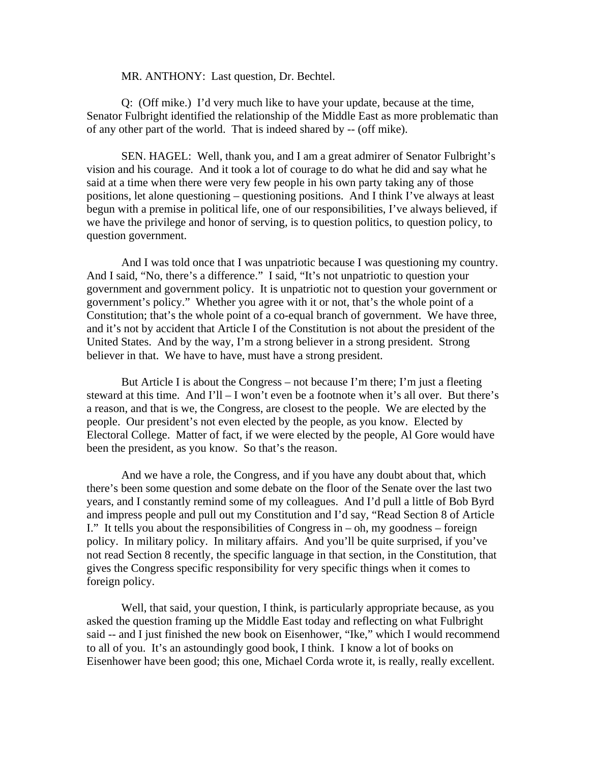MR. ANTHONY: Last question, Dr. Bechtel.

Q: (Off mike.) I'd very much like to have your update, because at the time, Senator Fulbright identified the relationship of the Middle East as more problematic than of any other part of the world. That is indeed shared by -- (off mike).

SEN. HAGEL: Well, thank you, and I am a great admirer of Senator Fulbright's vision and his courage. And it took a lot of courage to do what he did and say what he said at a time when there were very few people in his own party taking any of those positions, let alone questioning – questioning positions. And I think I've always at least begun with a premise in political life, one of our responsibilities, I've always believed, if we have the privilege and honor of serving, is to question politics, to question policy, to question government.

And I was told once that I was unpatriotic because I was questioning my country. And I said, "No, there's a difference." I said, "It's not unpatriotic to question your government and government policy. It is unpatriotic not to question your government or government's policy." Whether you agree with it or not, that's the whole point of a Constitution; that's the whole point of a co-equal branch of government. We have three, and it's not by accident that Article I of the Constitution is not about the president of the United States. And by the way, I'm a strong believer in a strong president. Strong believer in that. We have to have, must have a strong president.

But Article I is about the Congress – not because I'm there; I'm just a fleeting steward at this time. And I'll – I won't even be a footnote when it's all over. But there's a reason, and that is we, the Congress, are closest to the people. We are elected by the people. Our president's not even elected by the people, as you know. Elected by Electoral College. Matter of fact, if we were elected by the people, Al Gore would have been the president, as you know. So that's the reason.

And we have a role, the Congress, and if you have any doubt about that, which there's been some question and some debate on the floor of the Senate over the last two years, and I constantly remind some of my colleagues. And I'd pull a little of Bob Byrd and impress people and pull out my Constitution and I'd say, "Read Section 8 of Article I." It tells you about the responsibilities of Congress in – oh, my goodness – foreign policy. In military policy. In military affairs. And you'll be quite surprised, if you've not read Section 8 recently, the specific language in that section, in the Constitution, that gives the Congress specific responsibility for very specific things when it comes to foreign policy.

Well, that said, your question, I think, is particularly appropriate because, as you asked the question framing up the Middle East today and reflecting on what Fulbright said -- and I just finished the new book on Eisenhower, "Ike," which I would recommend to all of you. It's an astoundingly good book, I think. I know a lot of books on Eisenhower have been good; this one, Michael Corda wrote it, is really, really excellent.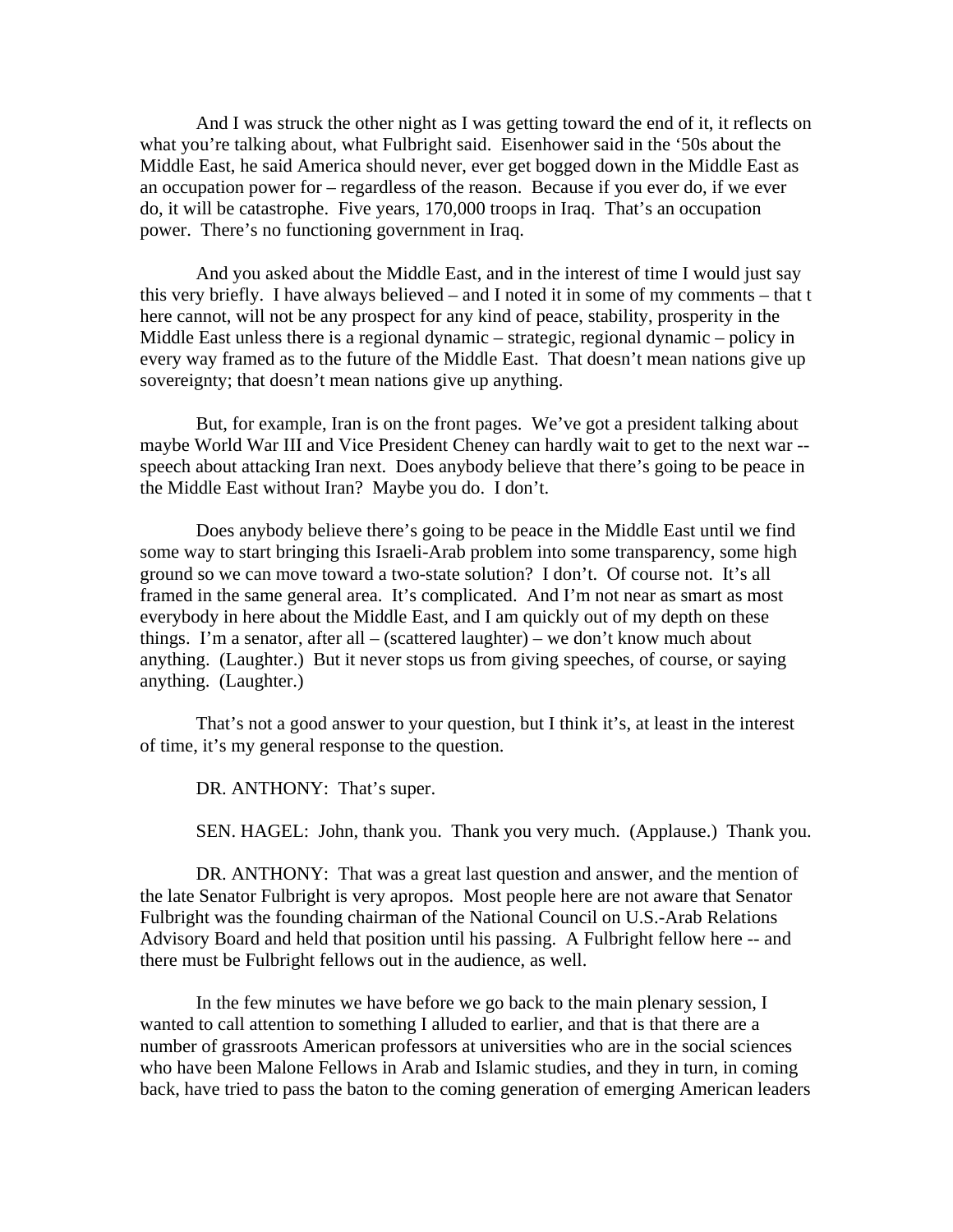And I was struck the other night as I was getting toward the end of it, it reflects on what you're talking about, what Fulbright said. Eisenhower said in the '50s about the Middle East, he said America should never, ever get bogged down in the Middle East as an occupation power for – regardless of the reason. Because if you ever do, if we ever do, it will be catastrophe. Five years, 170,000 troops in Iraq. That's an occupation power. There's no functioning government in Iraq.

And you asked about the Middle East, and in the interest of time I would just say this very briefly. I have always believed – and I noted it in some of my comments – that t here cannot, will not be any prospect for any kind of peace, stability, prosperity in the Middle East unless there is a regional dynamic – strategic, regional dynamic – policy in every way framed as to the future of the Middle East. That doesn't mean nations give up sovereignty; that doesn't mean nations give up anything.

But, for example, Iran is on the front pages. We've got a president talking about maybe World War III and Vice President Cheney can hardly wait to get to the next war -- speech about attacking Iran next. Does anybody believe that there's going to be peace in the Middle East without Iran? Maybe you do. I don't.

Does anybody believe there's going to be peace in the Middle East until we find some way to start bringing this Israeli-Arab problem into some transparency, some high ground so we can move toward a two-state solution? I don't. Of course not. It's all framed in the same general area. It's complicated. And I'm not near as smart as most everybody in here about the Middle East, and I am quickly out of my depth on these things. I'm a senator, after all – (scattered laughter) – we don't know much about anything. (Laughter.) But it never stops us from giving speeches, of course, or saying anything. (Laughter.)

That's not a good answer to your question, but I think it's, at least in the interest of time, it's my general response to the question.

DR. ANTHONY: That's super.

SEN. HAGEL: John, thank you. Thank you very much. (Applause.) Thank you.

DR. ANTHONY: That was a great last question and answer, and the mention of the late Senator Fulbright is very apropos. Most people here are not aware that Senator Fulbright was the founding chairman of the National Council on U.S.-Arab Relations Advisory Board and held that position until his passing. A Fulbright fellow here -- and there must be Fulbright fellows out in the audience, as well.

In the few minutes we have before we go back to the main plenary session, I wanted to call attention to something I alluded to earlier, and that is that there are a number of grassroots American professors at universities who are in the social sciences who have been Malone Fellows in Arab and Islamic studies, and they in turn, in coming back, have tried to pass the baton to the coming generation of emerging American leaders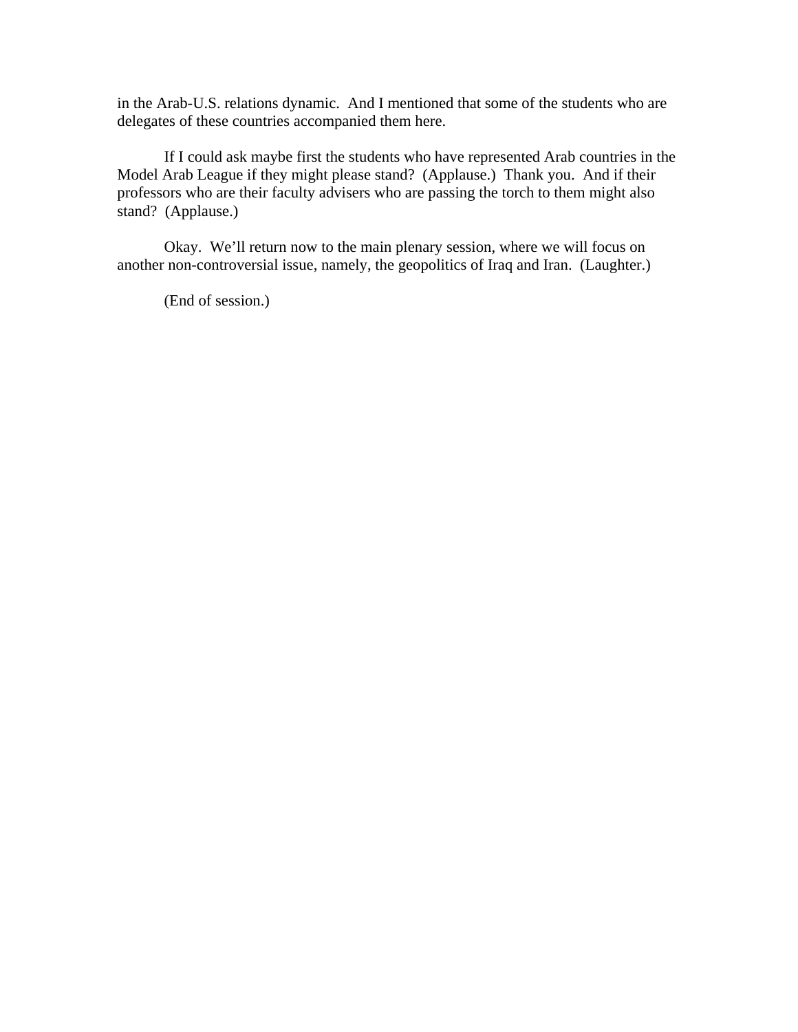in the Arab-U.S. relations dynamic. And I mentioned that some of the students who are delegates of these countries accompanied them here.

If I could ask maybe first the students who have represented Arab countries in the Model Arab League if they might please stand? (Applause.) Thank you. And if their professors who are their faculty advisers who are passing the torch to them might also stand? (Applause.)

Okay. We'll return now to the main plenary session, where we will focus on another non-controversial issue, namely, the geopolitics of Iraq and Iran. (Laughter.)

(End of session.)